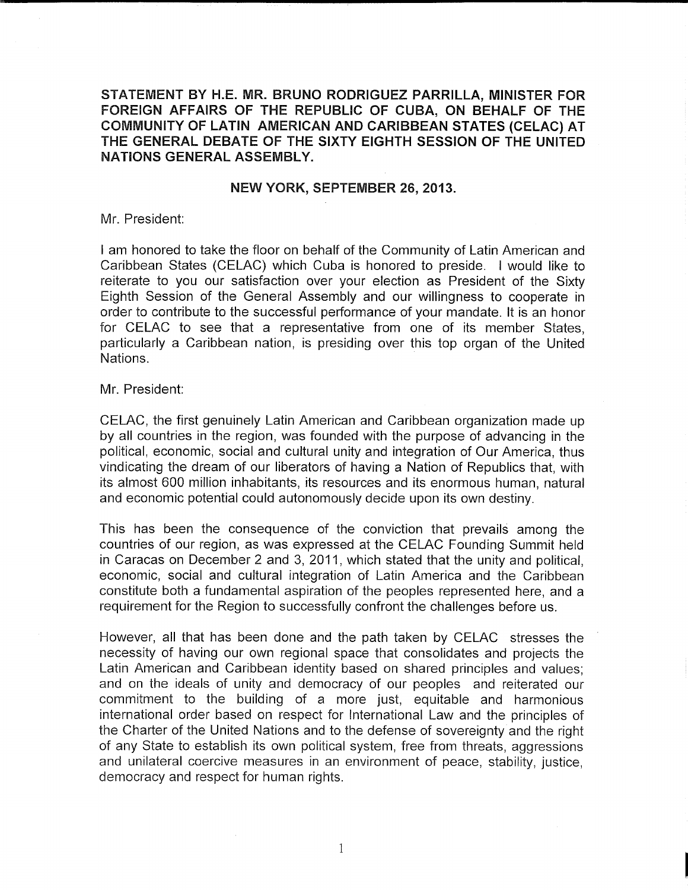**STATEMENT BY H.E. MR. BRUNO RODRIGUEZ PARRILLA, MINISTER FOR FOREIGN AFFAIRS OF THE REPUBLIC OF CUBA, ON BEHALF OF THE COMMUNITY OF LATIN AMERICAN AND CARIBBEAN STATES (CELAC) AT THE GENERAL DEBATE OF THE SIXTY EIGHTH SESSION OF THE UNITED NATIONS GENERAL ASSEMBLY.**

**NEW YORK, SEPTEMBER 26, 2013.**

Mr. President:

I am honored to take the floor on behalf of the Community of Latin American and Caribbean States (CELAC) which Cuba is honored to preside. I would like to reiterate to you our satisfaction over your election as President of the Sixty Eighth Session of the General Assembly and our willingness to cooperate in order to contribute to the successful performance of your mandate. It is an honor for CELAC to see that a representative from one of its member States, particularly a Caribbean nation, is presiding over this top organ of the United Nations.

Mr. President:

CELAC, the first genuinely Latin American and Caribbean organization made up by all countries in the region, was founded with the purpose of advancing in the political, economic, social and cultural unity and integration of Our America, thus vindicating the dream of our liberators of having a Nation of Republics that, with its almost 600 million inhabitants, its resources and its enormous human, natural and economic potential could autonomously decide upon its own destiny.

This has been the consequence of the conviction that prevails among the countries of our region, as was expressed at the CELAC Founding Summit held in Caracas on December 2 and 3, 2011, which stated that the unity and political, economic, social and cultural integration of Latin America and the Caribbean constitute both a fundamental aspiration of the peoples represented here, and a requirement for the Region to successfully confront the challenges before us.

However, all that has been done and the path taken by CELAC stresses the necessity of having our own regional space that consolidates and projects the Latin American and Caribbean identity based on shared principles and values; and on the ideals of unity and democracy of our peoples and reiterated our commitment to the building of a more just, equitable and harmonious international order based on respect for International Law and the principles of the Charter of the United Nations and to the defense of sovereignty and the right of any State to establish its own political system, free from threats, aggressions and unilateral coercive measures in an environment of peace, stability, justice, democracy and respect for human rights.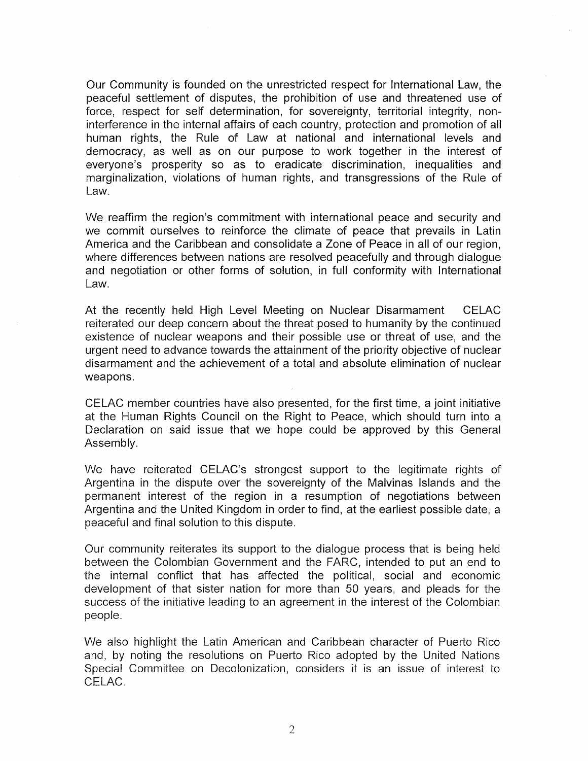Our Community is founded on the unrestricted respect for International Law, the peaceful settlement of disputes, the prohibition of use and threatened use of force, respect for self determination, for sovereignty, territorial integrity, non-interference in the internal affairs of each country, protection and promotion of all human rights, the Rule of Law at national and international levels and democracy, as well as on our purpose to work together in the interest of everyone's prosperity so as to eradicate discrimination, inequalities and marginalization, violations of human rights, and transgressions of the Rule of Law.

We reaffirm the region's commitment with international peace and security and we commit ourselves to reinforce the climate of peace that prevails in Latin America and the Caribbean and consolidate a Zone of Peace in all of our region, where differences between nations are resolved peacefully and through dialogue and negotiation or other forms of solution, in full conformity with International Law.

At the recently held High Level Meeting on Nuclear Disarmament CELAC reiterated our deep concern about the threat posed to humanity by the continued existence of nuclear weapons and their possible use or threat of use, and the urgent need to advance towards the attainment of the priority objective of nuclear disarmament and the achievement of a total and absolute elimination of nuclear weapons.

CELAC member countries have also presented, for the first time, a joint initiative at the Human Rights Council on the Right to Peace, which should turn into a Declaration on said issue that we hope could be approved by this General Assembly.

We have reiterated CELAC's strongest support to the legitimate rights of Argentina in the dispute over the sovereignty of the Malvinas Islands and the permanent interest of the region in a resumption of negotiations between Argentina and the United Kingdom in order to find, at the earliest possible date, a peaceful and final solution to this dispute.

Our community reiterates its support to the dialogue process that is being held between the Colombian Government and the FARC, intended to put an end to the internal conflict that has affected the political, social and economic development of that sister nation for more than 50 years, and pleads for the success of the initiative leading to an agreement in the interest of the Colombian people.

We also highlight the Latin American and Caribbean character of Puerto Rico and, by noting the resolutions on Puerto Rico adopted by the United Nations Special Committee on Decolonization, considers it is an issue of interest to CELAC.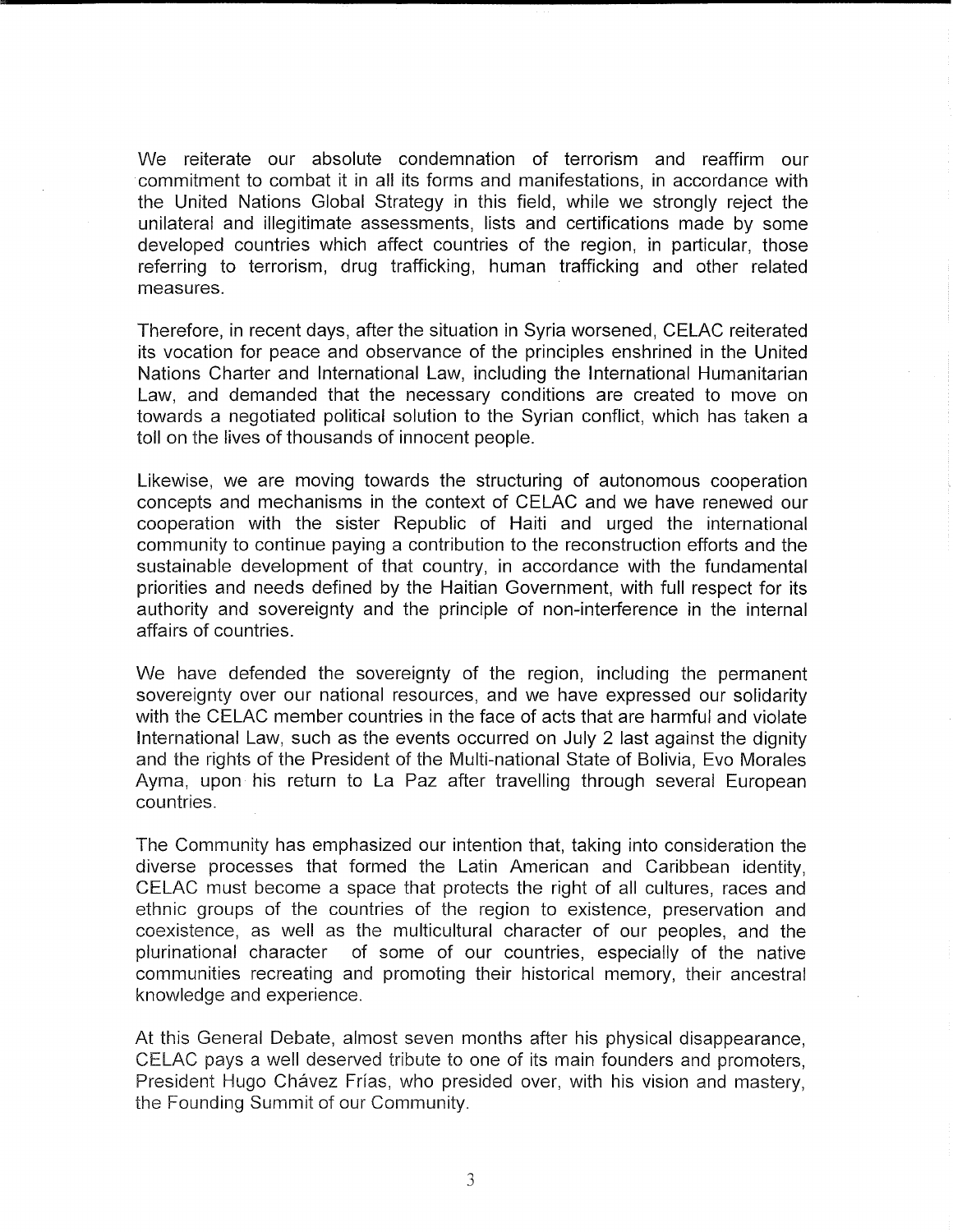We reiterate our absolute condemnation of terrorism and reaffirm our commitment to combat it in all its forms and manifestations, in accordance with the United Nations Global Strategy in this field, while we strongly reject the unilateral and illegitimate assessments, lists and certifications made by some developed countries which affect countries of the region, in particular, those referring to terrorism, drug trafficking, human trafficking and other related measures.

Therefore, in recent days, after the situation in Syria worsened, CELAC reiterated its vocation for peace and observance of the principles enshrined in the United Nations Charter and International Law, including the International Humanitarian Law, and demanded that the necessary conditions are created to move on towards a negotiated political solution to the Syrian conflict, which has taken a toll on the lives of thousands of innocent people.

Likewise, we are moving towards the structuring of autonomous cooperation concepts and mechanisms in the context of CELAC and we have renewed our cooperation with the sister Republic of Haiti and urged the international community to continue paying a contribution to the reconstruction efforts and the sustainable development of that country, in accordance with the fundamental priorities and needs defined by the Haitian Government, with full respect for its authority and sovereignty and the principle of non-interference in the internal affairs of countries.

We have defended the sovereignty of the region, including the permanent sovereignty over our national resources, and we have expressed our solidarity with the CELAC member countries in the face of acts that are harmful and violate International Law, such as the events occurred on July 2 last against the dignity and the rights of the President of the Multi-national State of Bolivia, Evo Morales Ayma, upon his return to La Paz after travelling through several European countries.

The Community has emphasized our intention that, taking into consideration the diverse processes that formed the Latin American and Caribbean identity, CELAC must become a space that protects the right of all cultures, races and ethnic groups of the countries of the region to existence, preservation and coexistence, as well as the multicultural character of our peoples, and the plurinational character of some of our countries, especially of the native communities recreating and promoting their historical memory, their ancestral knowledge and experience.

At this General Debate, almost seven months after his physical disappearance, CELAC pays a well deserved tribute to one of its main founders and promoters, President Hugo Chávez Frías, who presided over, with his vision and mastery, the Founding Summit of our Community.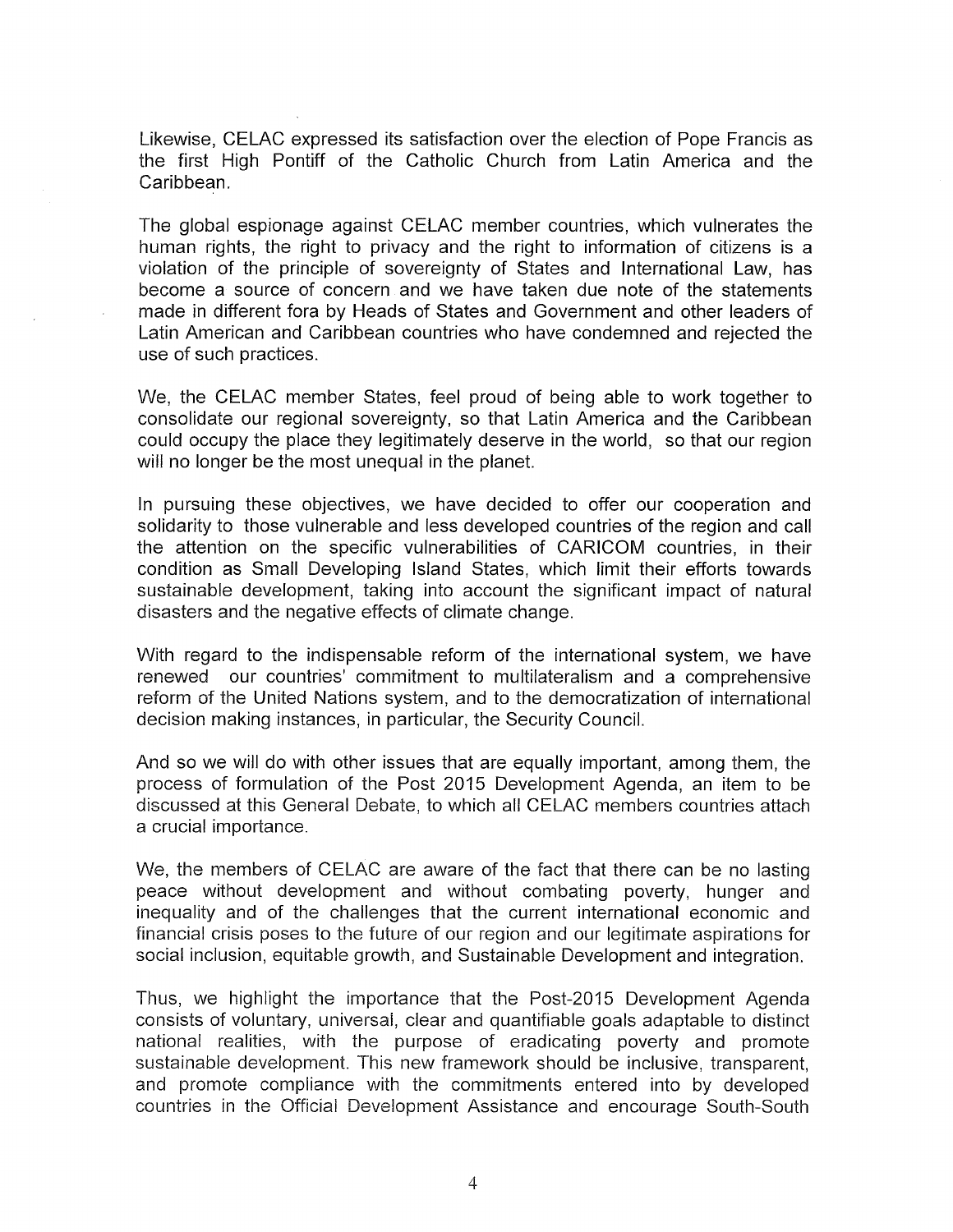Likewise, CELAC expressed its satisfaction over the election of Pope Francis as the first High Pontiff of the Catholic Church from Latin America and the Caribbean.

The global espionage against CELAC member countries, which vulnerates the human rights, the right to privacy and the right to information of citizens is a violation of the principle of sovereignty of States and International Law, has become a source of concern and we have taken due note of the statements made in different fora by Heads of States and Government and other leaders of Latin American and Caribbean countries who have condemned and rejected the use of such practices.

We, the CELAC member States, feel proud of being able to work together to consolidate our regional sovereignty, so that Latin America and the Caribbean could occupy the place they legitimately deserve in the world, so that our region will no longer be the most unequal in the planet.

In pursuing these objectives, we have decided to offer our cooperation and solidarity to those vulnerable and less developed countries of the region and call the attention on the specific vulnerabilities of CARICOM countries, in their condition as Small Developing Island States, which limit their efforts towards sustainable development, taking into account the significant impact of natural disasters and the negative effects of climate change.

With regard to the indispensable reform of the international system, we have renewed our countries' commitment to multilateralism and a comprehensive reform of the United Nations system, and to the democratization of international decision making instances, in particular, the Security Council.

And so we will do with other issues that are equally important, among them, the process of formulation of the Post 2015 Development Agenda, an item to be discussed at this General Debate, to which all CELAC members countries attach a crucial importance.

We, the members of CELAC are aware of the fact that there can be no lasting peace without development and without combating poverty, hunger and inequality and of the challenges that the current international economic and financial crisis poses to the future of our region and our legitimate aspirations for social inclusion, equitable growth, and Sustainable Development and integration.

Thus, we highlight the importance that the Post-2015 Development Agenda consists of voluntary, universal, clear and quantifiable goals adaptable to distinct national realities, with the purpose of eradicating poverty and promote sustainable development. This new framework should be inclusive, transparent, and promote compliance with the commitments entered into by developed countries in the Official Development Assistance and encourage South-South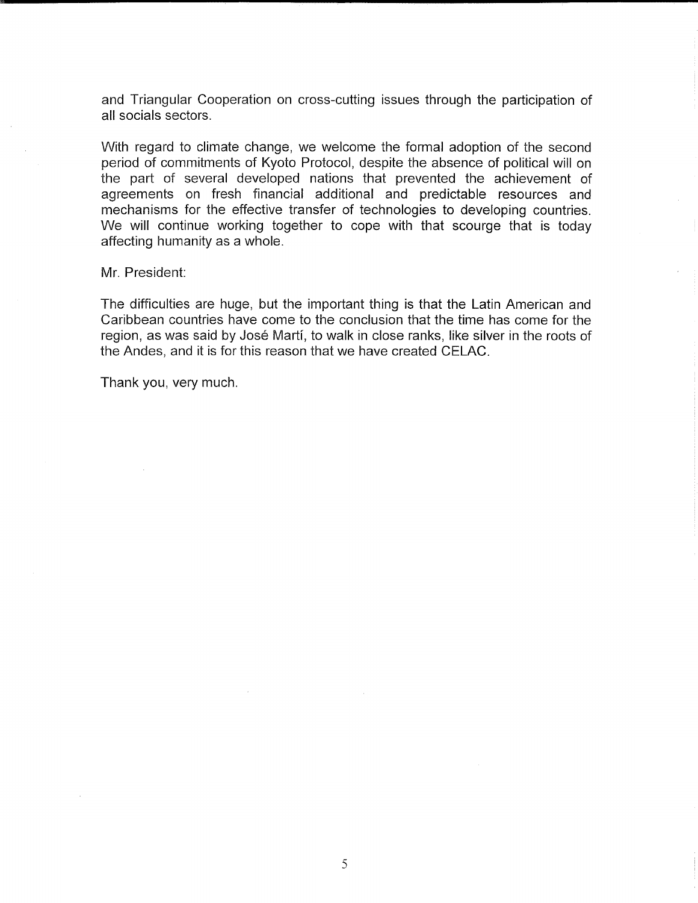and Triangular Cooperation on cross-cutting issues through the participation of all socials sectors.

With regard to climate change, we welcome the formal adoption of the second period of commitments of Kyoto Protocol, despite the absence of political will on the part of several developed nations that prevented the achievement of agreements on fresh financial additional and predictable resources and mechanisms for the effective transfer of technologies to developing countries. We will continue working together to cope with that scourge that is today affecting humanity as a whole.

Mr. President:

The difficulties are huge, but the important thing is that the Latin American and Caribbean countries have come to the conclusion that the time has come for the region, as was said by José Martí, to walk in close ranks, like silver in the roots of the Andes, and it is for this reason that we have created CELAC.

Thank you, very much.